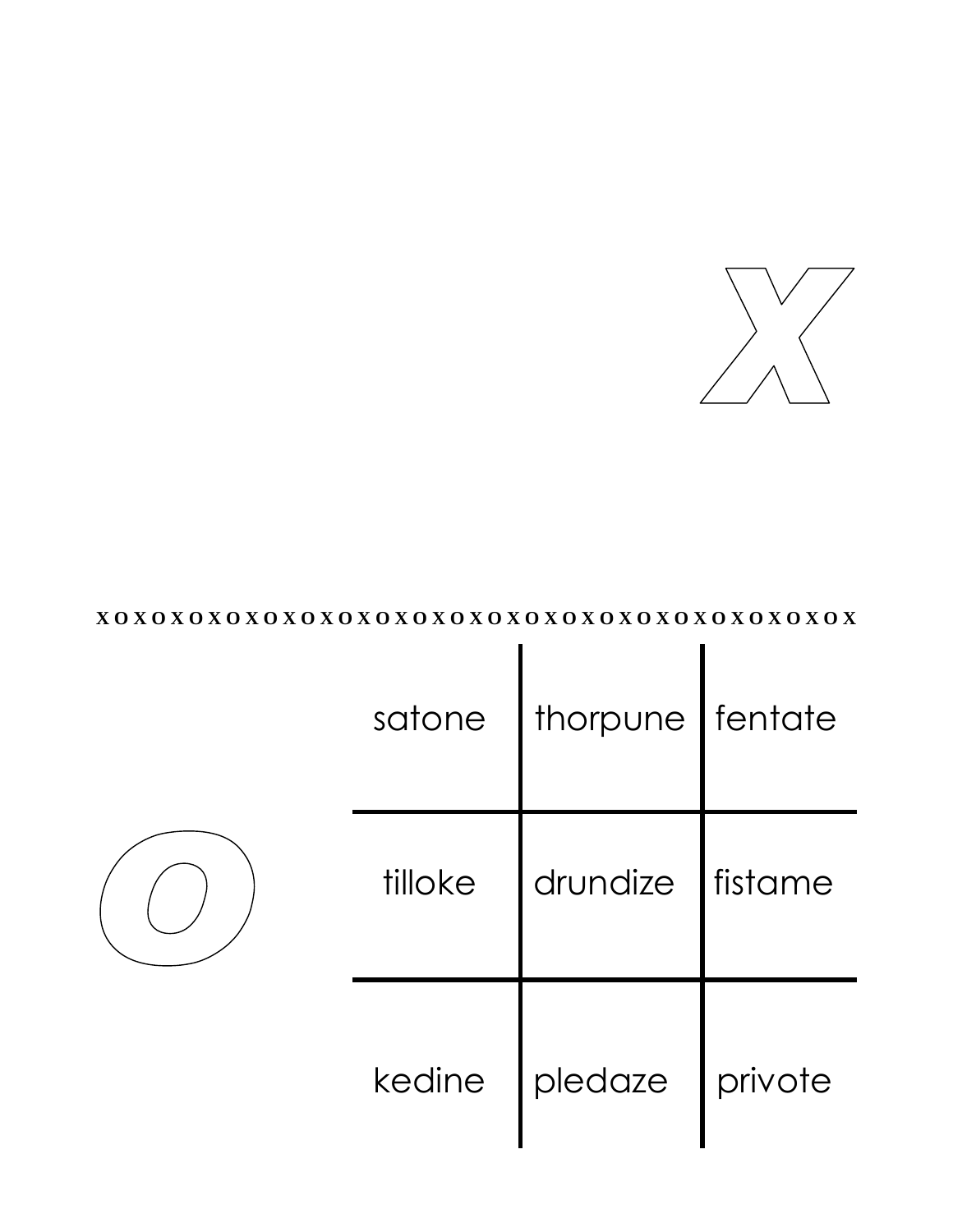X

xoxoxoxoxoxoxoxoxoxoxoxoxoxoxoxoxoxoxoxoxoxoxoxox

O

| | | |
|---|---|---|
| satone | thorpune | fentate |
| tilloke | drundize | fistame |
| kedine | pledaze | privote |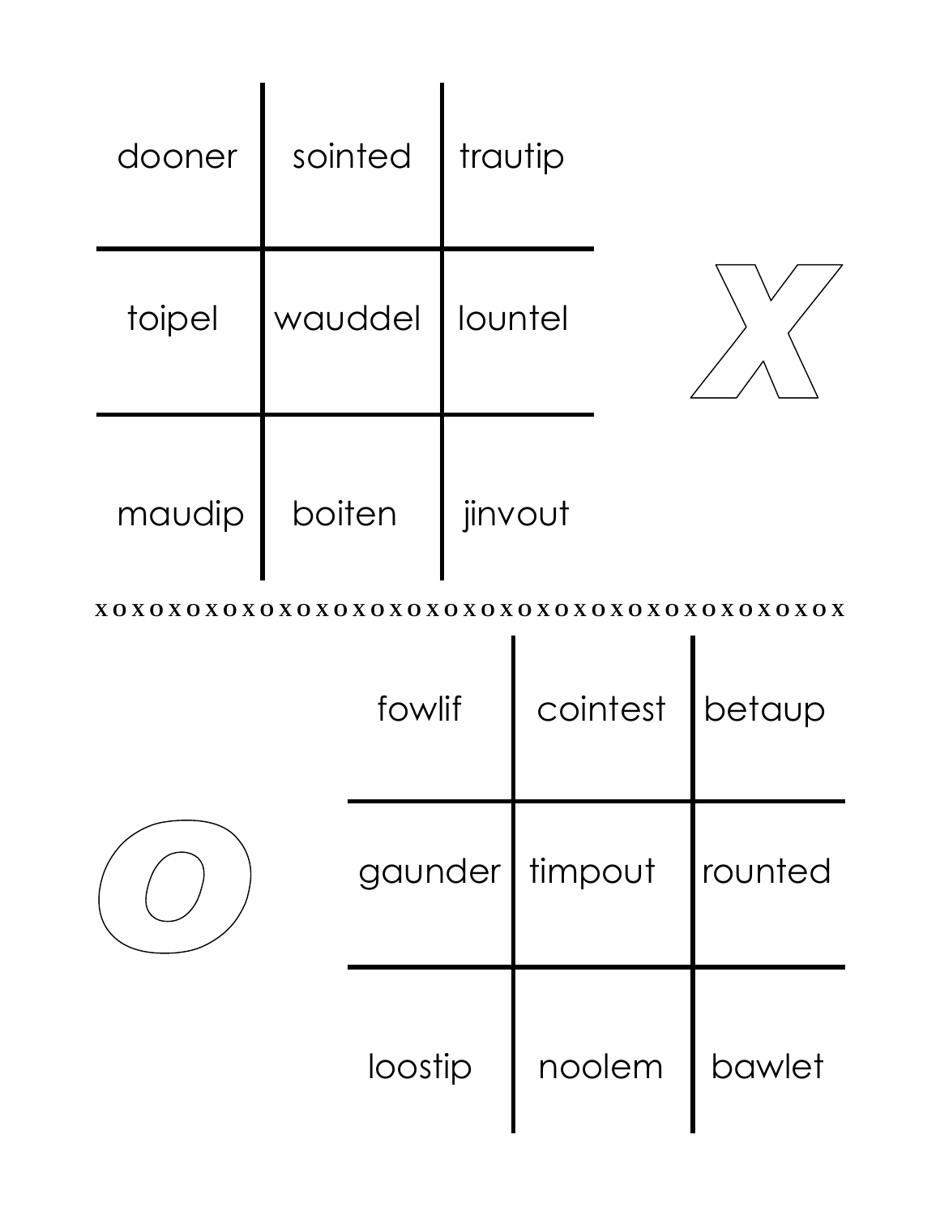| dooner | sointed | trautip |
| --- | --- | --- |
| toipel | wauddel | lountel |
| maudip | boiten | jinvout |

X

xoxoxoxoxoxoxoxoxoxoxoxoxoxoxoxoxoxoxoxoxox

O

| fowlif | cointest | betaup |
| --- | --- | --- |
| gaunder | timpout | rounted |
| loostip | noolem | bawlet |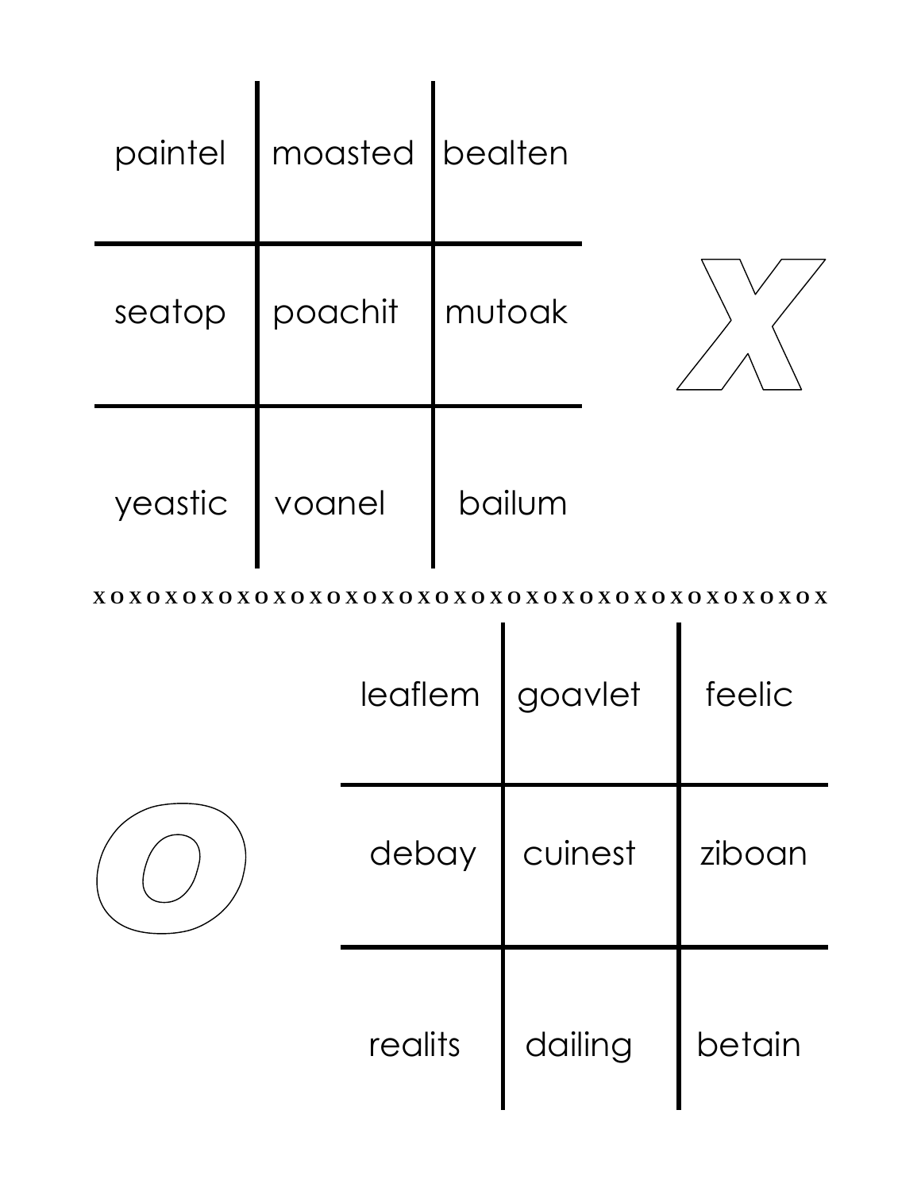| paintel | moasted | bealten |
| --- | --- | --- |
| seatop | poachit | mutoak |
| yeastic | voanel | bailum |

X

xoxoxoxoxoxoxoxoxoxoxoxoxoxoxoxoxoxoxoxoxox

O

| leaflem | goavlet | feelic |
| --- | --- | --- |
| debay | cuinest | ziboan |
| realits | dailing | betain |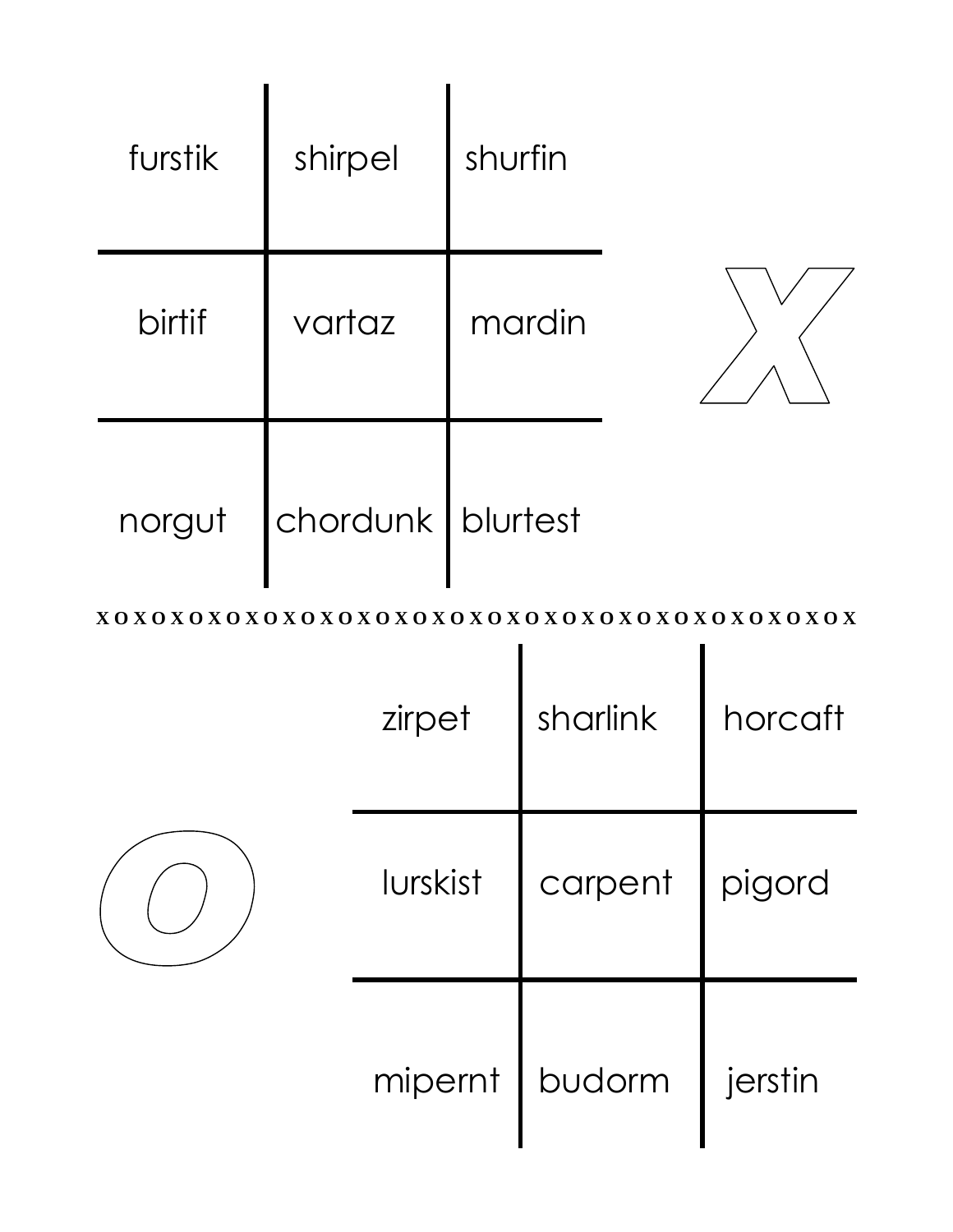| | | |
|---|---|---|
| furstik | shirpel | shurfin |
| birtif | vartaz | mardin |
| norgut | chordunk | blurtest |

X

xoxoxoxoxoxoxoxoxoxoxoxoxoxoxoxoxoxoxoxoxoxox

O

| | | |
|---|---|---|
| zirpet | sharlink | horcaft |
| lurskist | carpent | pigord |
| mipernt | budorm | jerstin |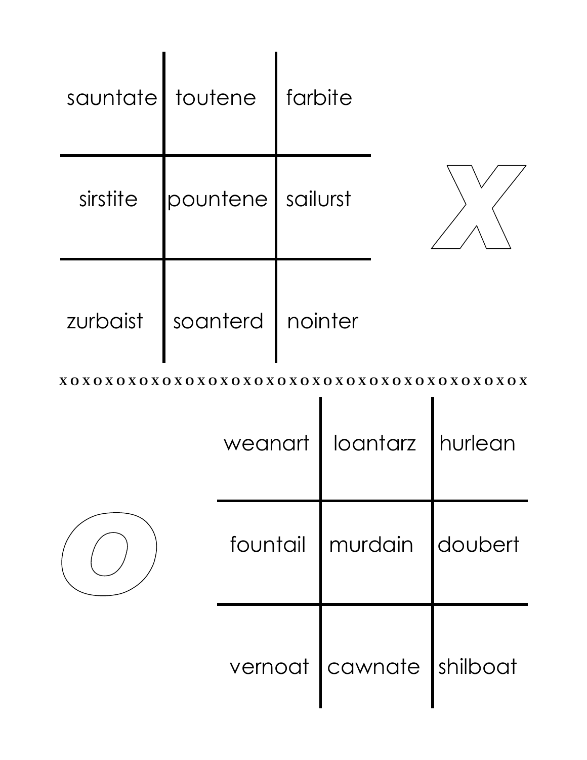| sauntate | toutene | farbite |
| --- | --- | --- |
| sirstite | pountene | sailurst |
| zurbaist | soanterd | nointer |

X

xoxoxoxoxoxoxoxoxoxoxoxoxoxoxoxoxoxoxoxoxoxoxoxox

O

| weanart | loantarz | hurlean |
| --- | --- | --- |
| fountail | murdain | doubert |
| vernoat | cawnate | shilboat |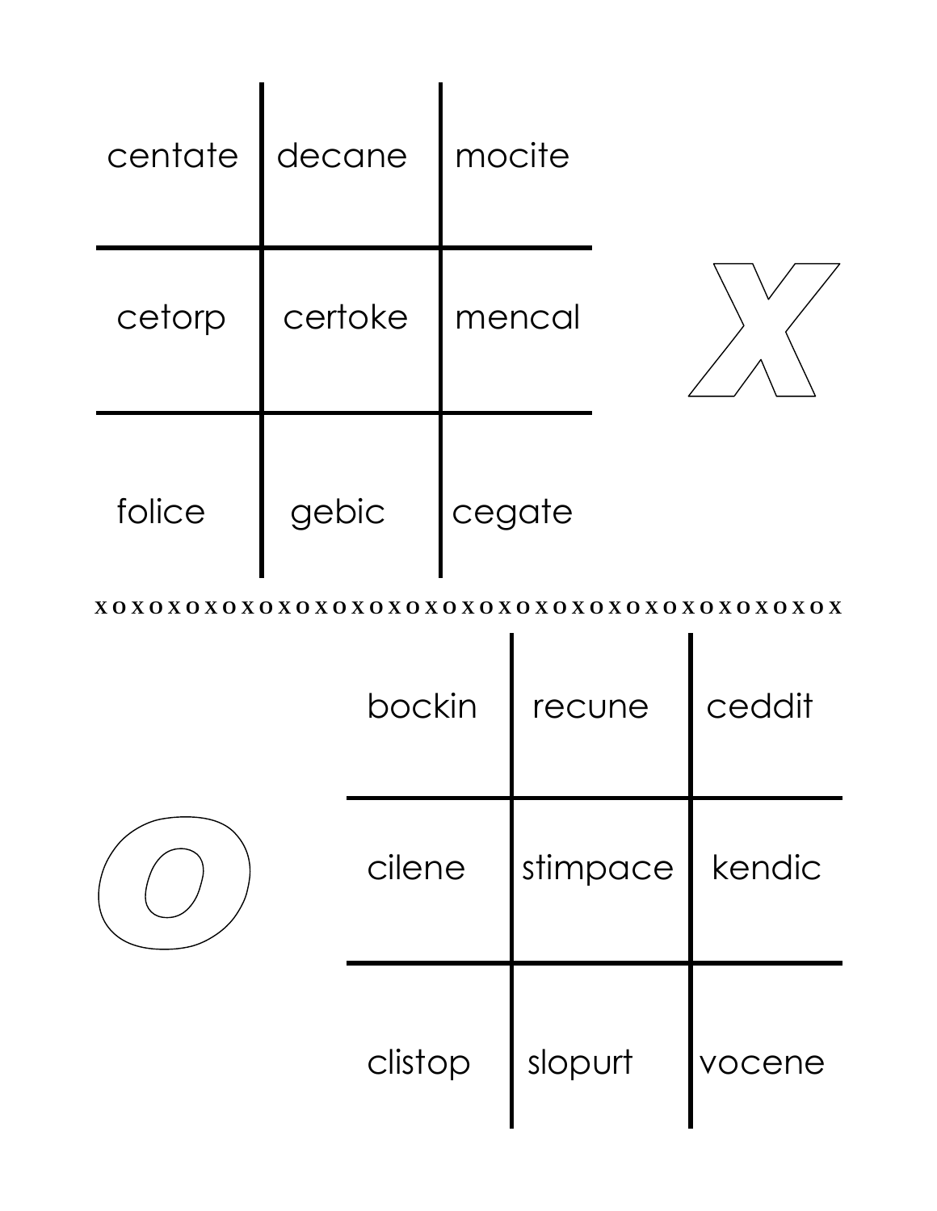| centate | decane | mocite |
| --- | --- | --- |
| cetorp | certoke | mencal |
| folice | gebic | cegate |

X

xoxoxoxoxoxoxoxoxoxoxoxoxoxoxoxoxoxoxoxoxox

O

| bockin | recune | ceddit |
| --- | --- | --- |
| cilene | stimpace | kendic |
| clistop | slopurt | vocene |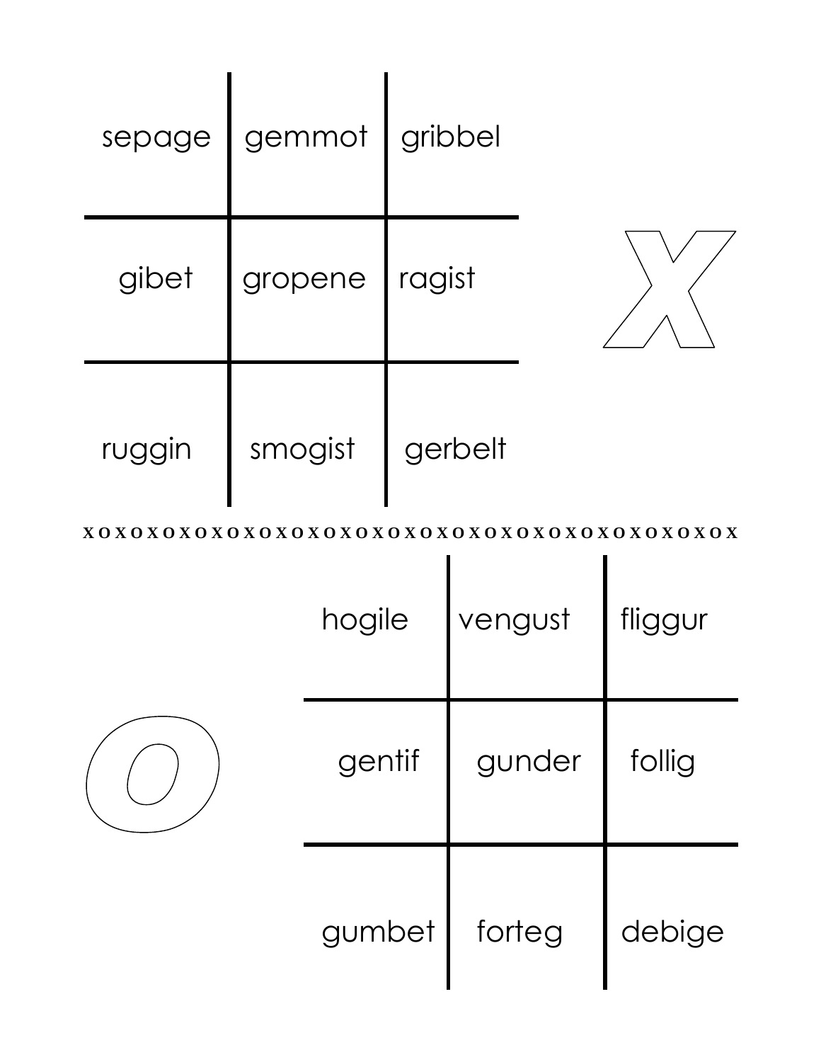| | | |
|---|---|---|
| sepage | gemmot | gribbel |
| gibet | gropene | ragist |
| ruggin | smogist | gerbelt |

X

xoxoxoxoxoxoxoxoxoxoxoxoxoxoxoxoxoxoxoxoxox

O

| | | |
|---|---|---|
| hogile | vengust | fliggur |
| gentif | gunder | follig |
| gumbet | forteg | debige |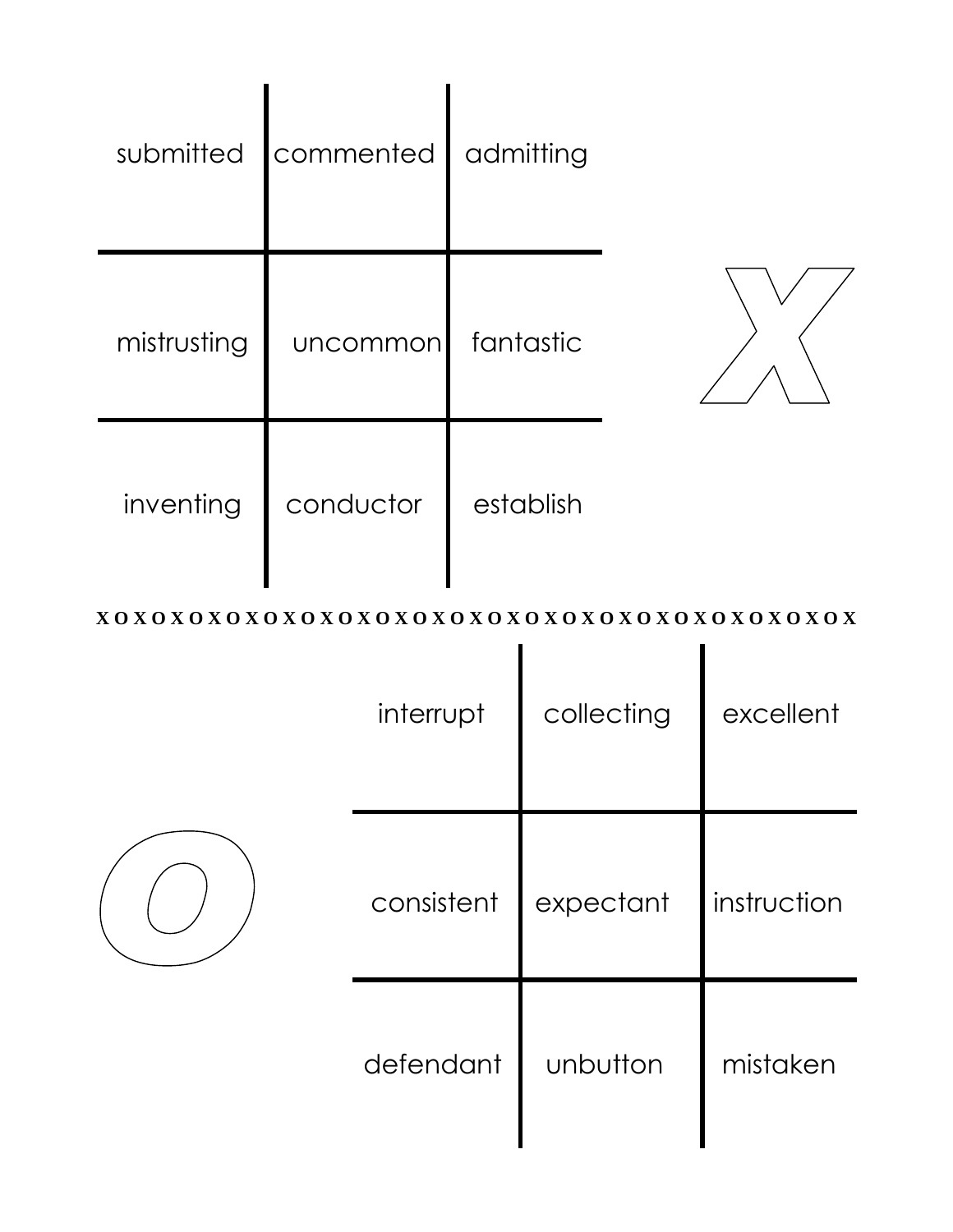| submitted | commented | admitting |
|---|---|---|
| mistrusting | uncommon | fantastic |
| inventing | conductor | establish |

X

xoxoxoxoxoxoxoxoxoxoxoxoxoxoxoxoxoxoxoxoxox

O

| interrupt | collecting | excellent |
|---|---|---|
| consistent | expectant | instruction |
| defendant | unbutton | mistaken |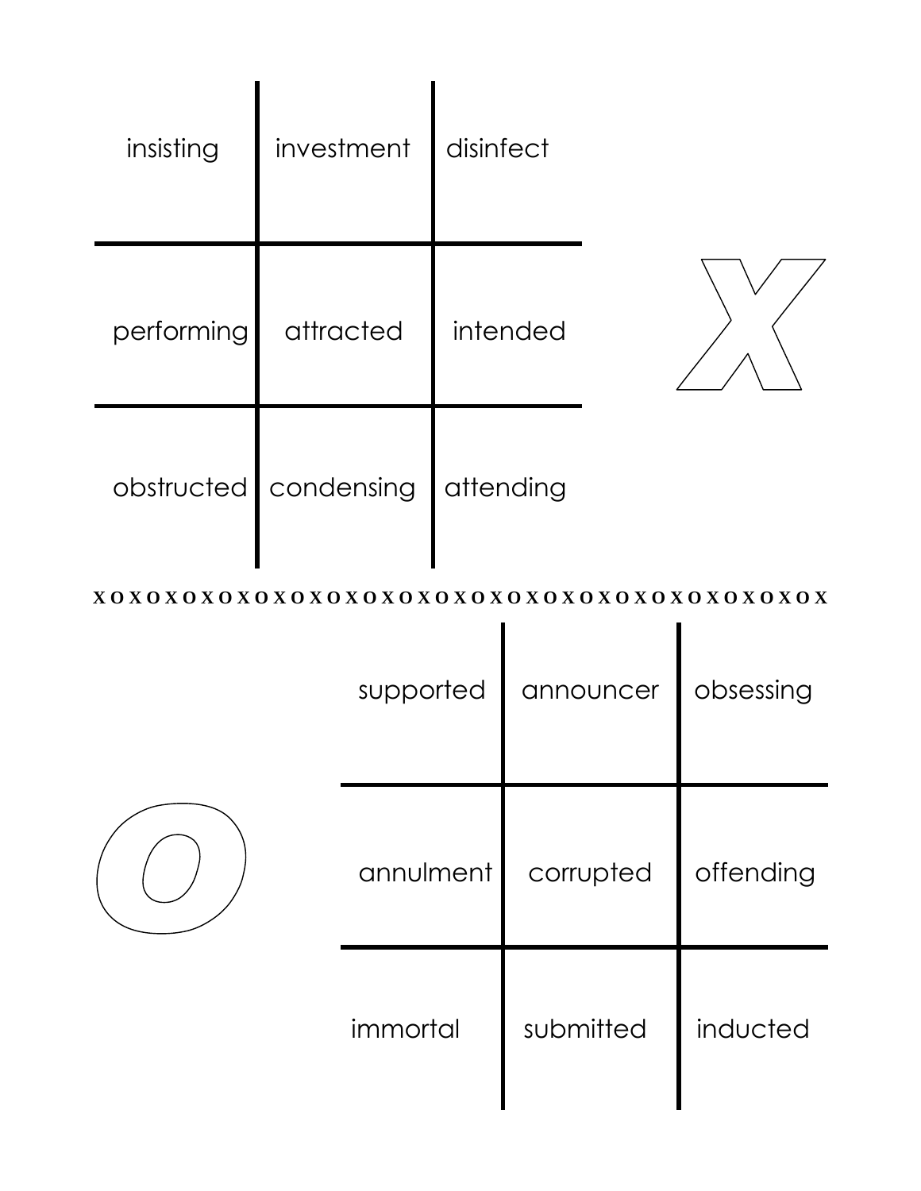| insisting | investment | disinfect |
| --- | --- | --- |
| performing | attracted | intended |
| obstructed | condensing | attending |

X

XOXOXOXOXOXOXOXOXOXOXOXOXOXOXOXOXOXOXOXOXOX

O

| supported | announcer | obsessing |
| --- | --- | --- |
| annulment | corrupted | offending |
| immortal | submitted | inducted |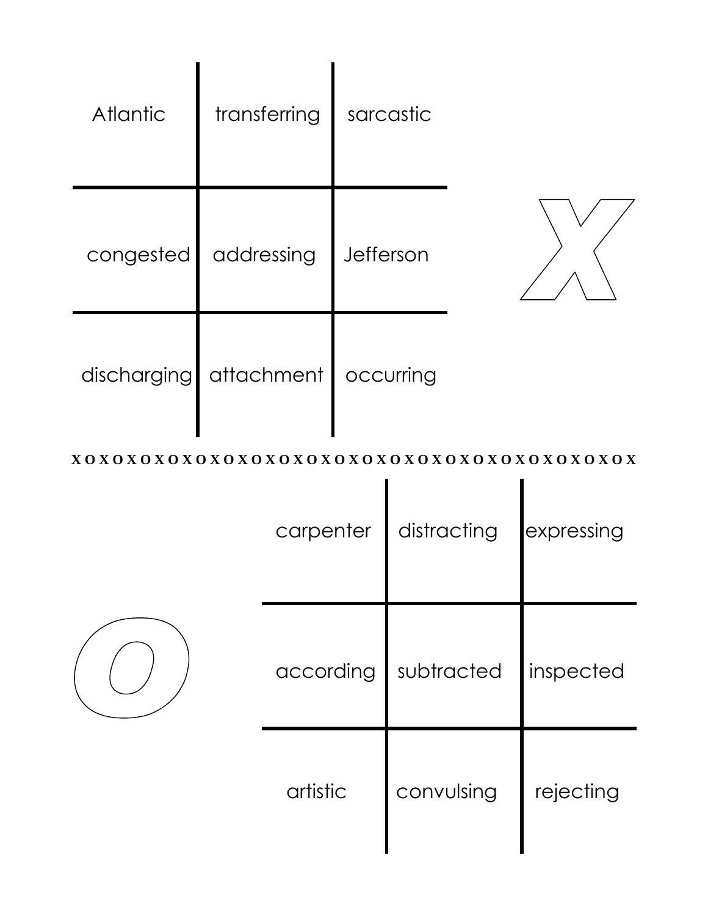| Atlantic | transferring | sarcastic |
| --- | --- | --- |
| congested | addressing | Jefferson |
| discharging | attachment | occurring |

X

xoxoxoxoxoxoxoxoxoxoxoxoxoxoxoxoxoxoxoxoxox

O

| carpenter | distracting | expressing |
| --- | --- | --- |
| according | subtracted | inspected |
| artistic | convulsing | rejecting |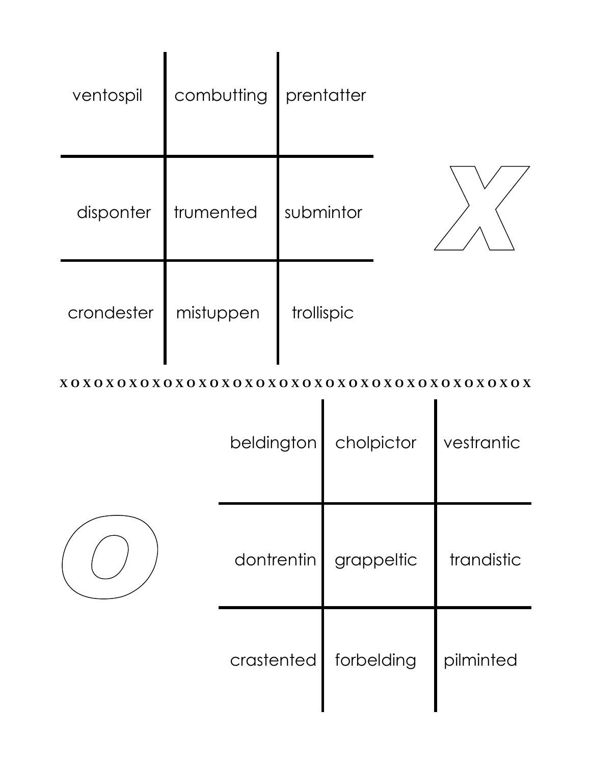| | | |
|---|---|---|
| ventospil | combutting | prentatter |
| disponter | trumented | submintor |
| crondester | mistuppen | trollispic |

X

x o x o x o x o x o x o x o x o x o x o x o x o x o x o x o x o x o x o x o x o x o x

O

| | | |
|---|---|---|
| beldington | cholpictor | vestrantic |
| dontrentin | grappeltic | trandistic |
| crastented | forbelding | pilminted |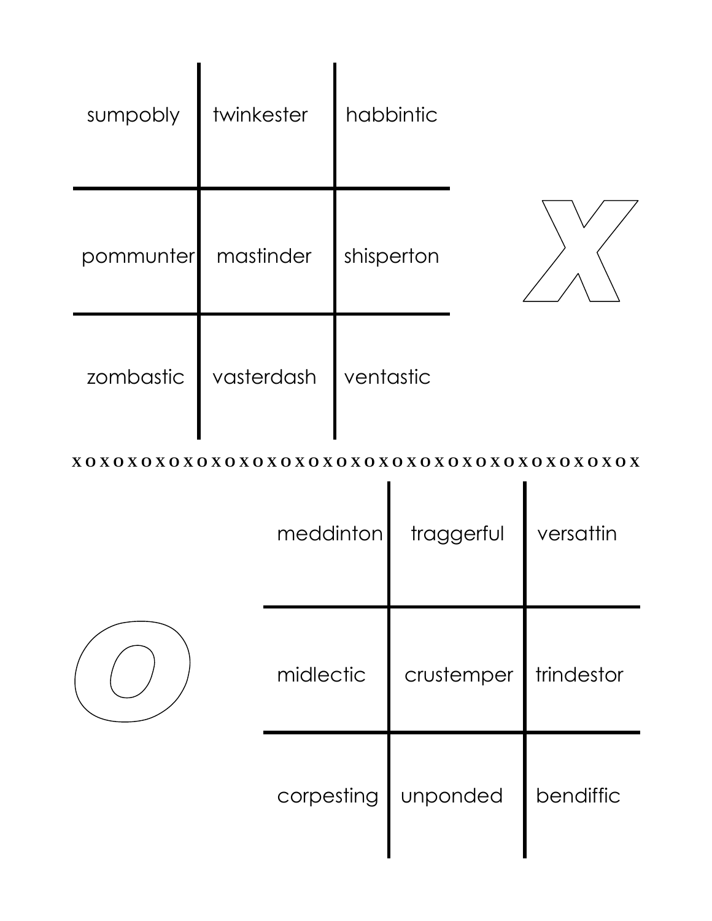| | | |
|---|---|---|
| sumpobly | twinkester | habbintic |
| pommunter | mastinder | shisperton |
| zombastic | vasterdash | ventastic |

X

x o x o x o x o x o x o x o x o x o x o x o x o x o x o x o x o x o x o x o x o x o x o x

O

| | | |
|---|---|---|
| meddinton | traggerful | versattin |
| midlectic | crustemper | trindestor |
| corpesting | unponded | bendiffic |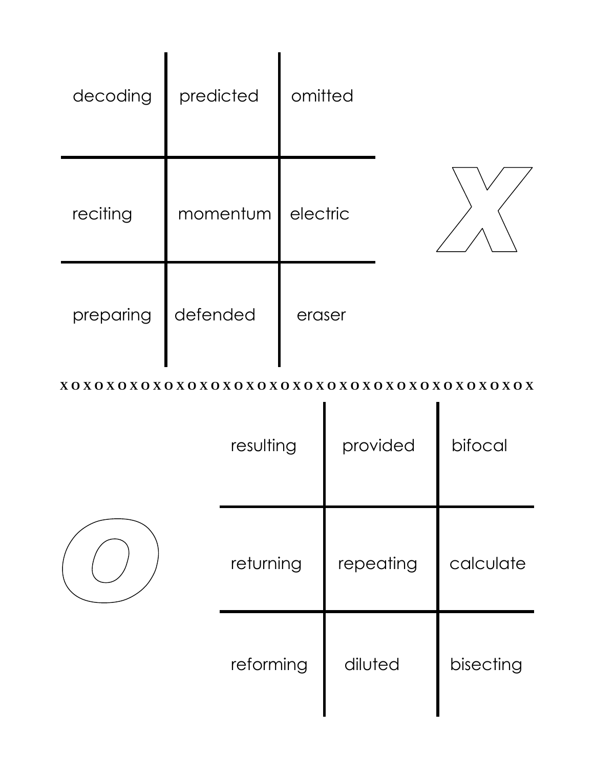| | | |
|---|---|---|
| decoding | predicted | omitted |
| reciting | momentum | electric |
| preparing | defended | eraser |

X

xoxoxoxoxoxoxoxoxoxoxoxoxoxoxoxoxoxoxoxoxox

O

| | | |
|---|---|---|
| resulting | provided | bifocal |
| returning | repeating | calculate |
| reforming | diluted | bisecting |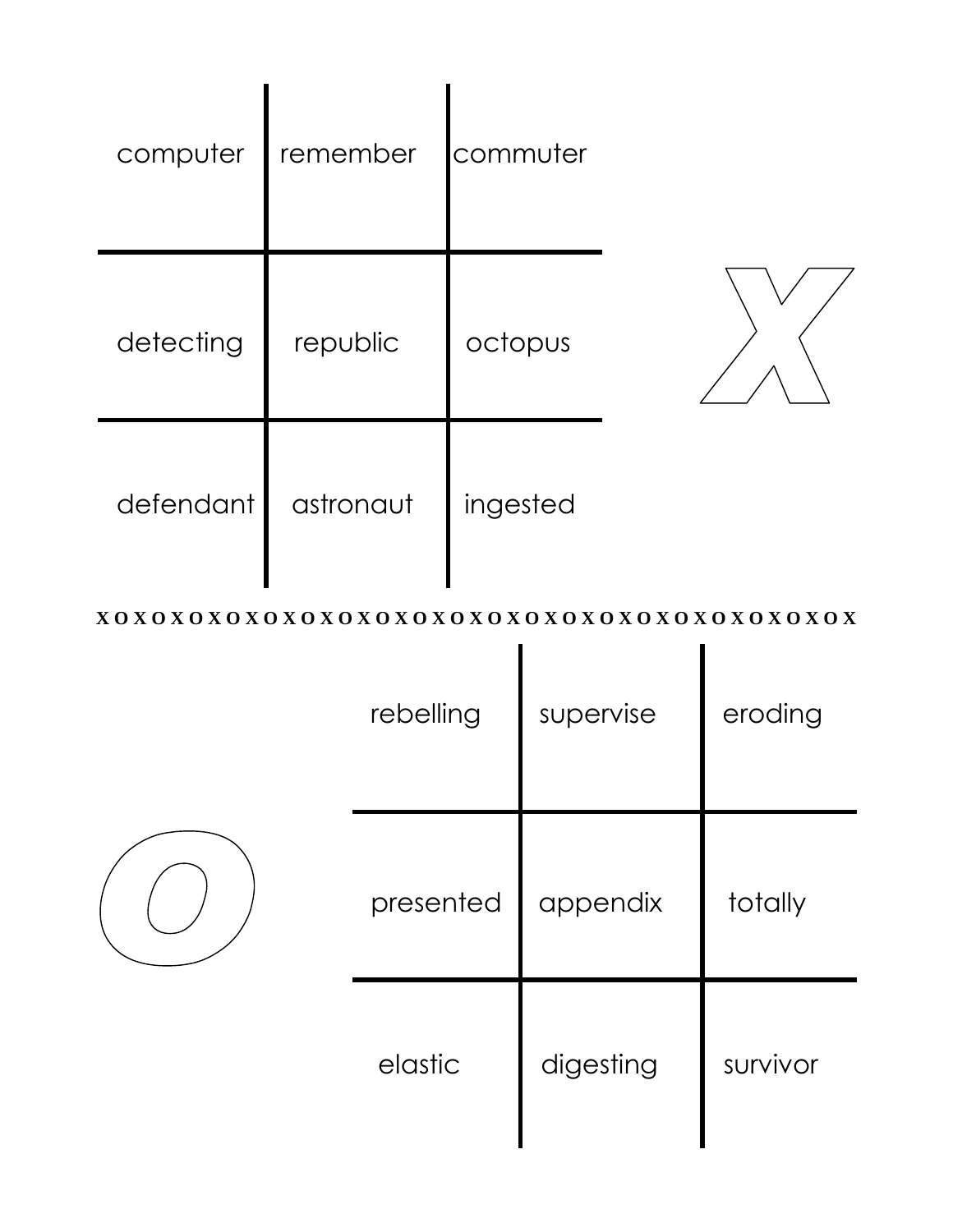| computer | remember | commuter |
| --- | --- | --- |
| detecting | republic | octopus |
| defendant | astronaut | ingested |

X

XOXOXOXOXOXOXOXOXOXOXOXOXOXOXOXOXOXOXOXOXOX

O

| rebelling | supervise | eroding |
| --- | --- | --- |
| presented | appendix | totally |
| elastic | digesting | survivor |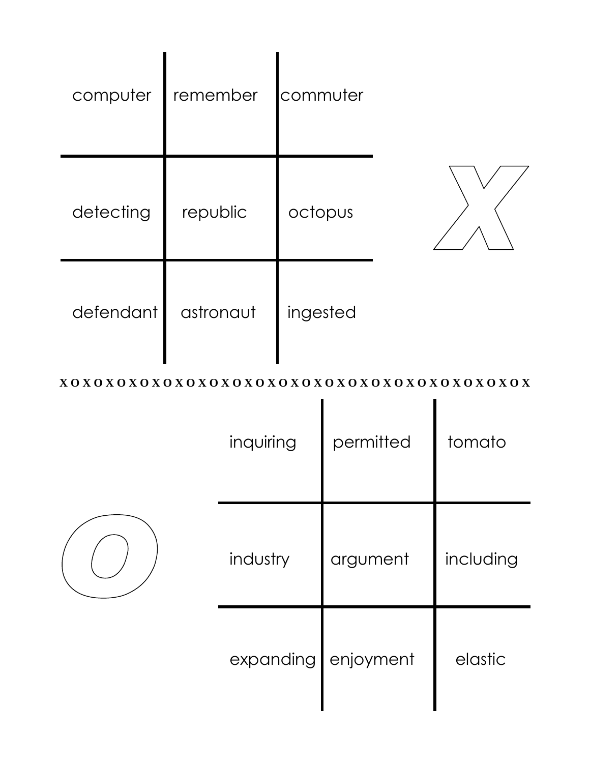| computer | remember | commuter |
| --- | --- | --- |
| detecting | republic | octopus |
| defendant | astronaut | ingested |

X

XOXOXOXOXOXOXOXOXOXOXOXOXOXOXOXOXOXOXOXOXOX

O

| inquiring | permitted | tomato |
| --- | --- | --- |
| industry | argument | including |
| expanding | enjoyment | elastic |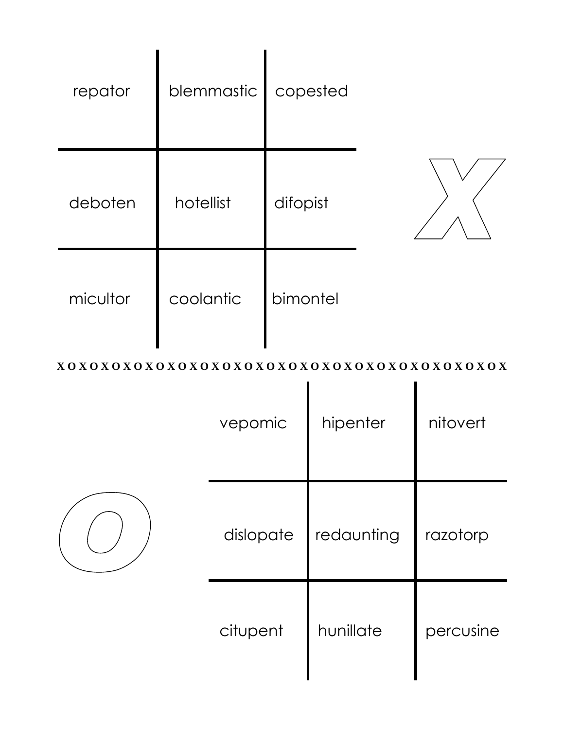| repator | blemmastic | copested |
|---|---|---|
| deboten | hotellist | difopist |
| micultor | coolantic | bimontel |

X

XOXOXOXOXOXOXOXOXOXOXOXOXOXOXOXOXOXOXOXOXOX

O

| vepomic | hipenter | nitovert |
|---|---|---|
| dislopate | redaunting | razotorp |
| citupent | hunillate | percusine |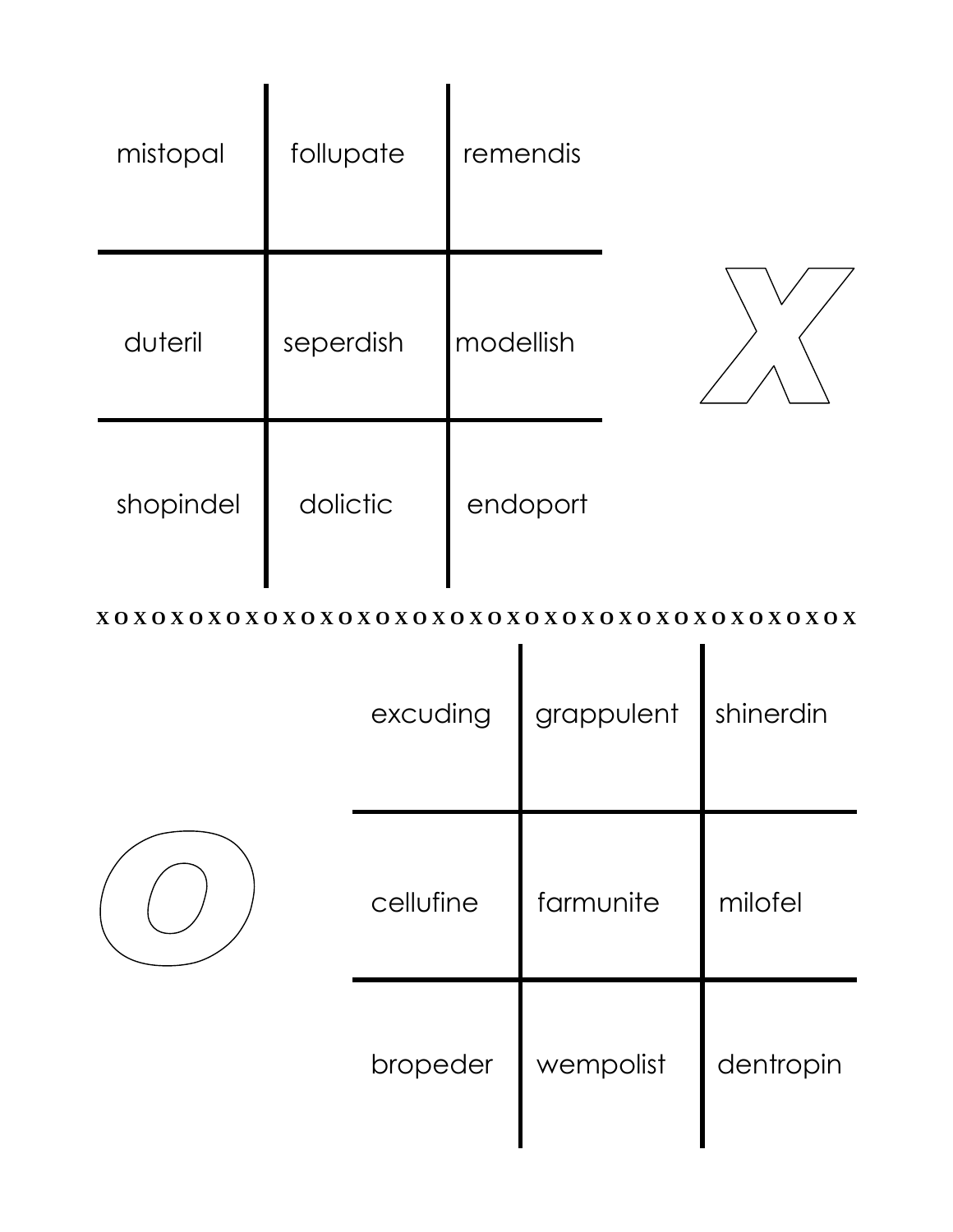| mistopal | follupate | remendis |
| --- | --- | --- |
| duteril | seperdish | modellish |
| shopindel | dolictic | endoport |

X

xoxoxoxoxoxoxoxoxoxoxoxoxoxoxoxoxoxoxoxoxoxox

O

| excuding | grappulent | shinerdin |
| --- | --- | --- |
| cellufine | farmunite | milofel |
| bropeder | wempolist | dentropin |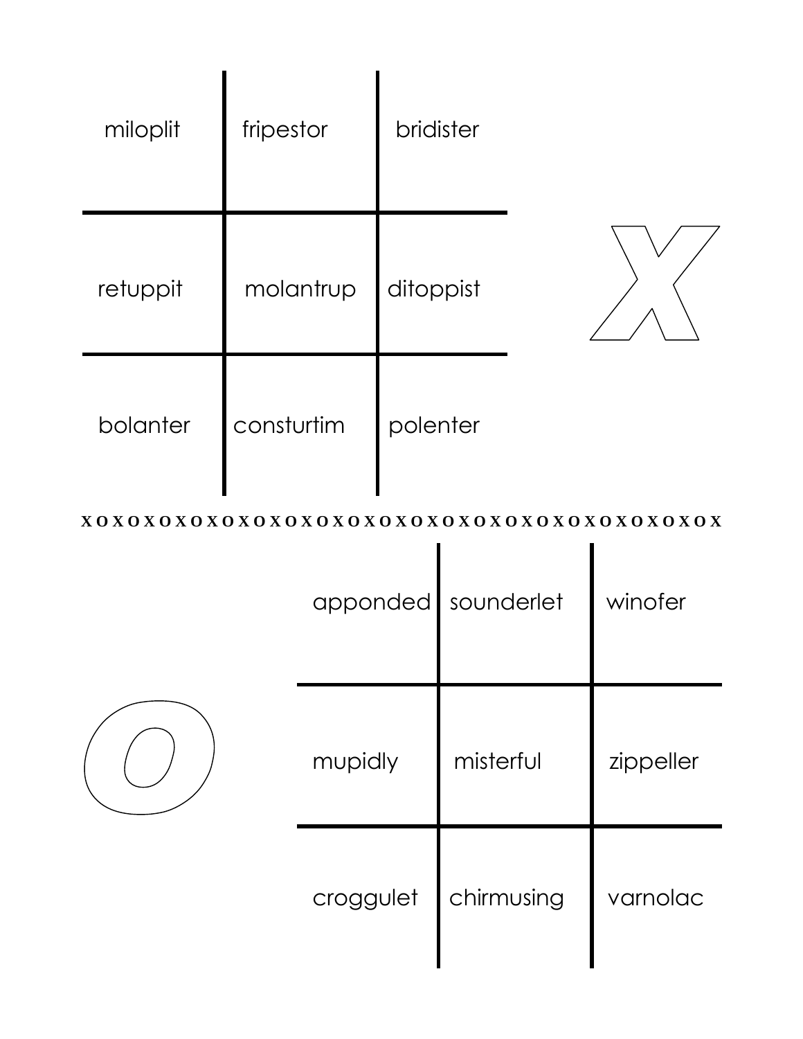| miloplit | fripestor | bridister |
|---|---|---|
| retuppit | molantrup | ditoppist |
| bolanter | consturtim | polenter |

X

xoxoxoxoxoxoxoxoxoxoxoxoxoxoxoxoxoxoxoxoxox

O

| apponded | sounderlet | winofer |
|---|---|---|
| mupidly | misterful | zippeller |
| croggulet | chirmusing | varnolac |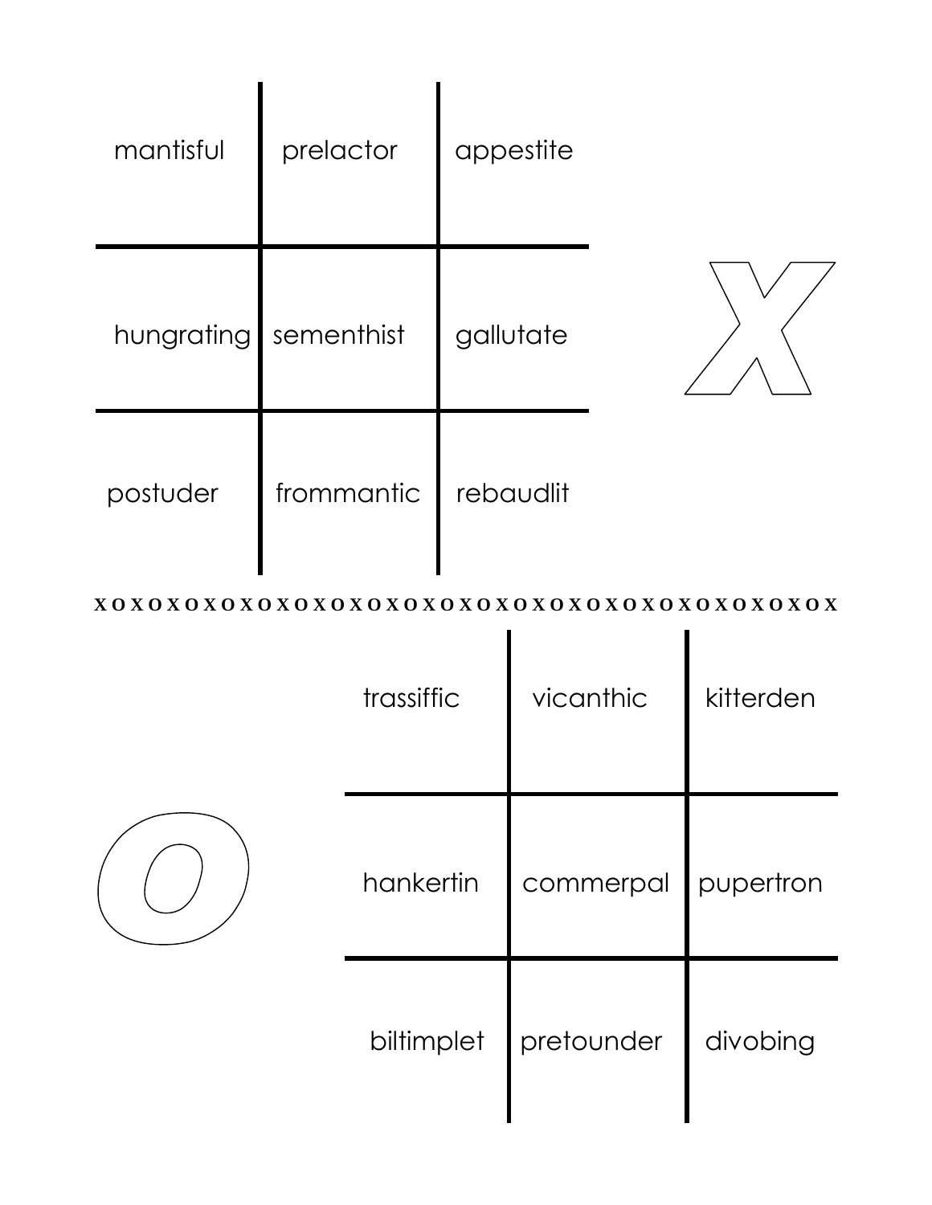| mantisful | prelactor | appestite |
|---|---|---|
| hungrating | sementhist | gallutate |
| postuder | frommantic | rebaudlit |

X

x o x o x o x o x o x o x o x o x o x o x o x o x o x o x o x o x o x o x o x o x o x

O

| trassiffic | vicanthic | kitterden |
|---|---|---|
| hankertin | commerpal | pupertron |
| biltimplet | pretounder | divobing |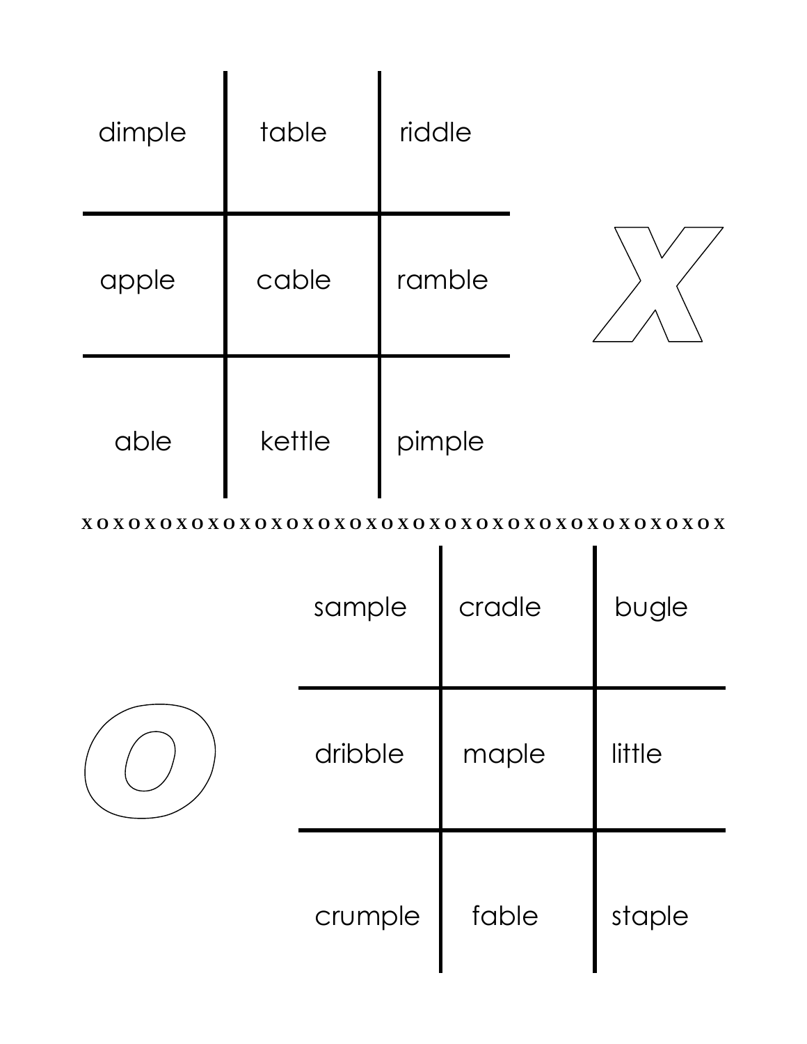| | | |
|---|---|---|
| dimple | table | riddle |
| apple | cable | ramble |
| able | kettle | pimple |

X

xoxoxoxoxoxoxoxoxoxoxoxoxoxoxoxoxoxoxoxoxoxoxox

O

| | | |
|---|---|---|
| sample | cradle | bugle |
| dribble | maple | little |
| crumple | fable | staple |